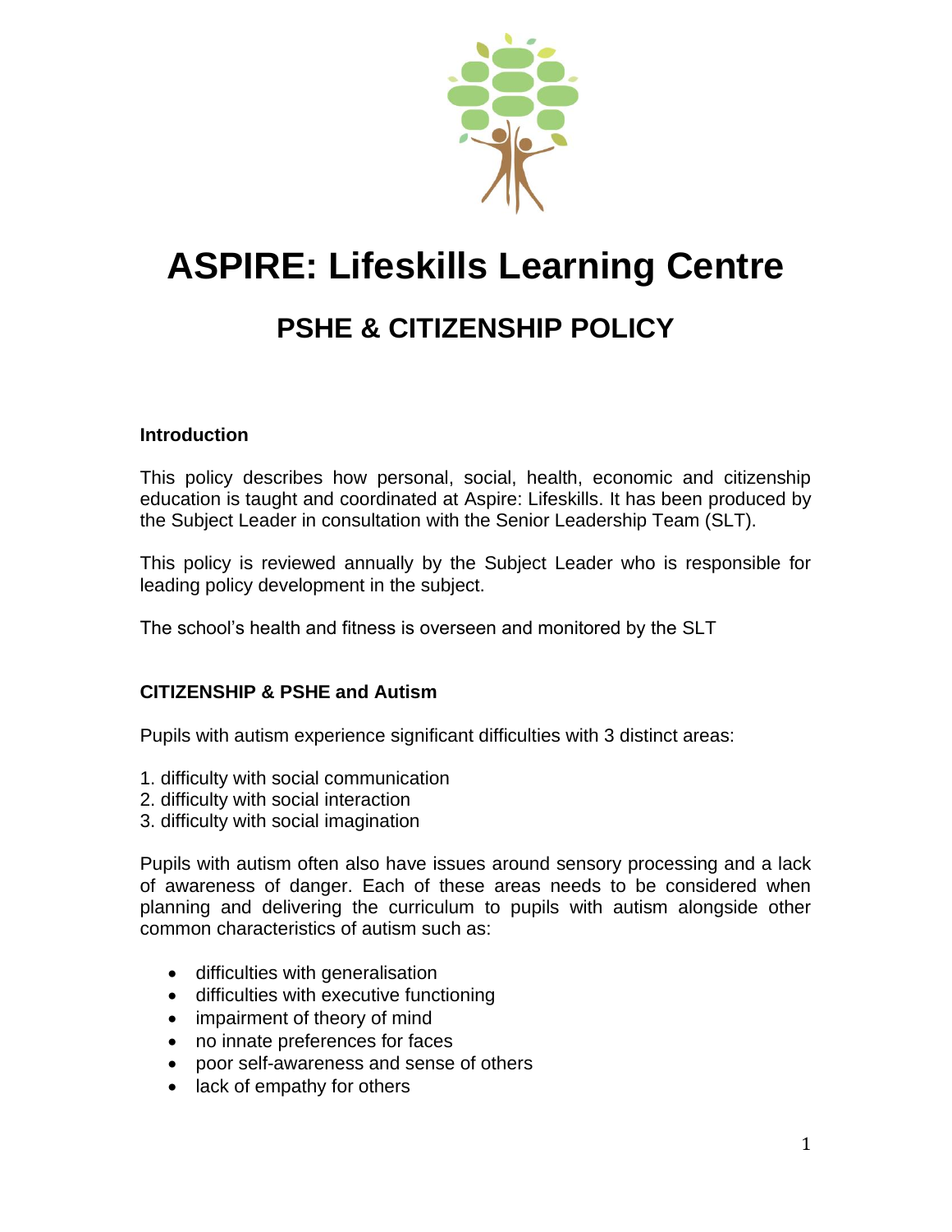# ASPIRE: Lifeskills Learning Centre

## PSHE & CITIZENSHIP POLICY

### Introduction

This policy describes how personal, social, health, economic and citizenship education is taught and coordinated at Aspire: Lifeskills. It has been produced by the Subject Leader in consultation with the Senior Leadership Team (SLT).

This policy is reviewed annually by the Subject Leader who is responsible for leading policy development in the subject.

The school's health and fitness is overseen and monitored by the SLT

### CITIZENSHIP & PSHE and Autism

Pupils with autism experience significant difficulties with 3 distinct areas:

1. difficulty with social communication
2. difficulty with social interaction
3. difficulty with social imagination

Pupils with autism often also have issues around sensory processing and a lack of awareness of danger. Each of these areas needs to be considered when planning and delivering the curriculum to pupils with autism alongside other common characteristics of autism such as:

- difficulties with generalisation
- difficulties with executive functioning
- impairment of theory of mind
- no innate preferences for faces
- poor self-awareness and sense of others
- lack of empathy for others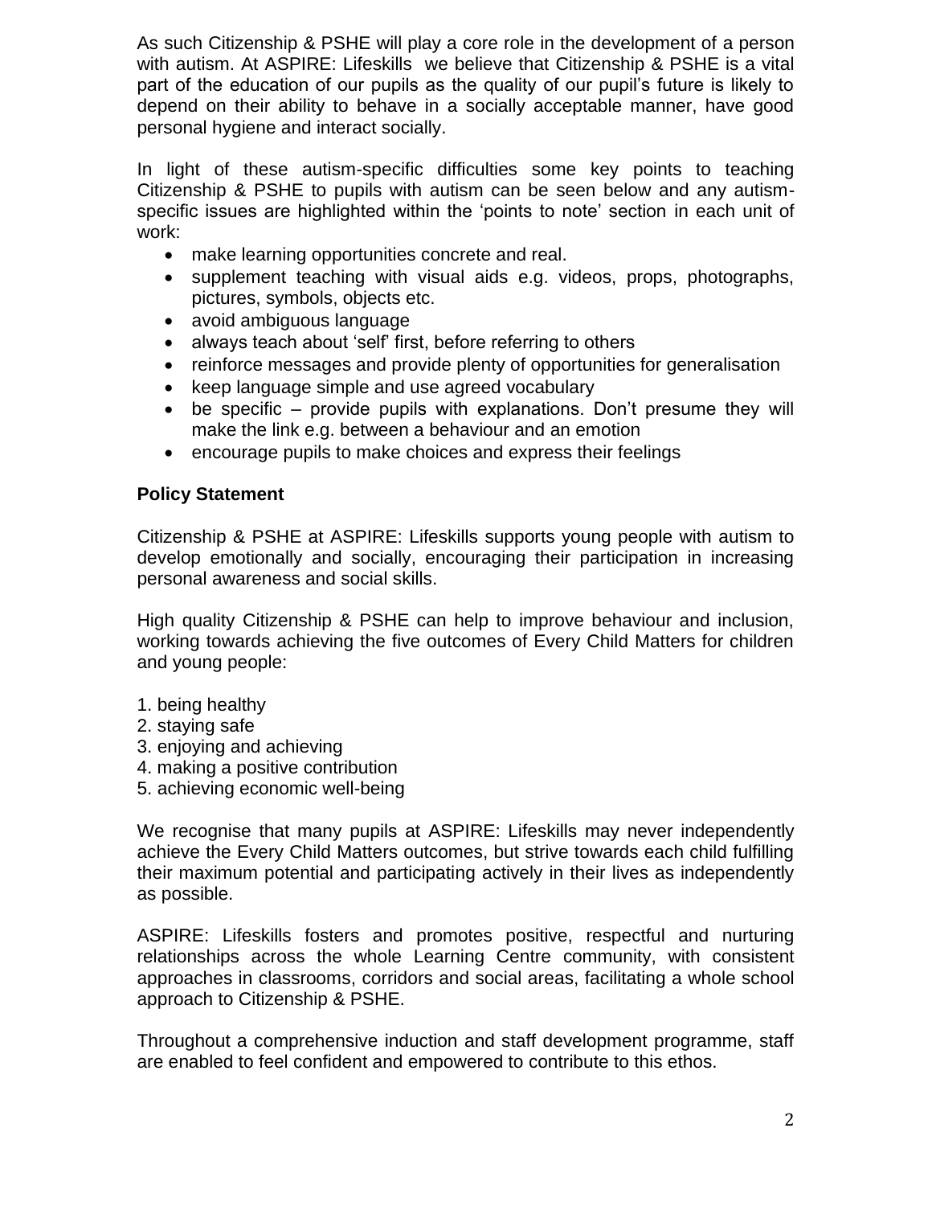As such Citizenship & PSHE will play a core role in the development of a person with autism. At ASPIRE: Lifeskills we believe that Citizenship & PSHE is a vital part of the education of our pupils as the quality of our pupil's future is likely to depend on their ability to behave in a socially acceptable manner, have good personal hygiene and interact socially.

In light of these autism-specific difficulties some key points to teaching Citizenship & PSHE to pupils with autism can be seen below and any autism-specific issues are highlighted within the 'points to note' section in each unit of work:

- make learning opportunities concrete and real.
- supplement teaching with visual aids e.g. videos, props, photographs, pictures, symbols, objects etc.
- avoid ambiguous language
- always teach about 'self' first, before referring to others
- reinforce messages and provide plenty of opportunities for generalisation
- keep language simple and use agreed vocabulary
- be specific – provide pupils with explanations. Don't presume they will make the link e.g. between a behaviour and an emotion
- encourage pupils to make choices and express their feelings

**Policy Statement**

Citizenship & PSHE at ASPIRE: Lifeskills supports young people with autism to develop emotionally and socially, encouraging their participation in increasing personal awareness and social skills.

High quality Citizenship & PSHE can help to improve behaviour and inclusion, working towards achieving the five outcomes of Every Child Matters for children and young people:

1. being healthy
2. staying safe
3. enjoying and achieving
4. making a positive contribution
5. achieving economic well-being

We recognise that many pupils at ASPIRE: Lifeskills may never independently achieve the Every Child Matters outcomes, but strive towards each child fulfilling their maximum potential and participating actively in their lives as independently as possible.

ASPIRE: Lifeskills fosters and promotes positive, respectful and nurturing relationships across the whole Learning Centre community, with consistent approaches in classrooms, corridors and social areas, facilitating a whole school approach to Citizenship & PSHE.

Throughout a comprehensive induction and staff development programme, staff are enabled to feel confident and empowered to contribute to this ethos.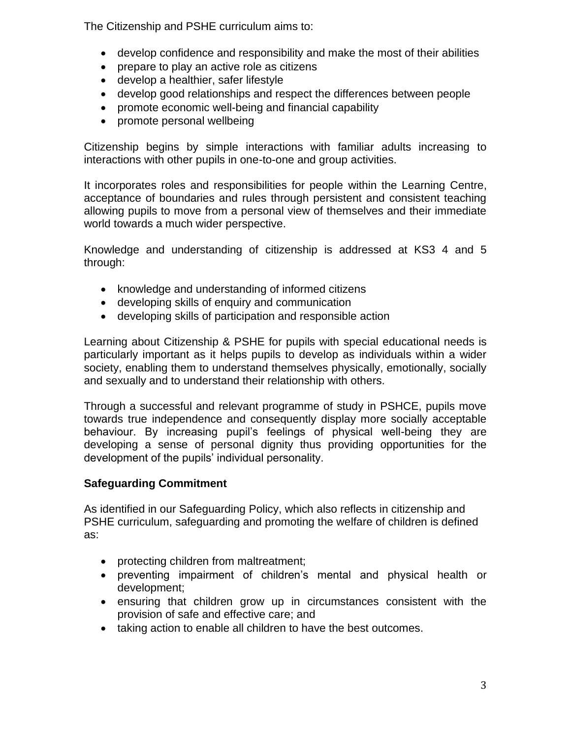The Citizenship and PSHE curriculum aims to:

- develop confidence and responsibility and make the most of their abilities
- prepare to play an active role as citizens
- develop a healthier, safer lifestyle
- develop good relationships and respect the differences between people
- promote economic well-being and financial capability
- promote personal wellbeing

Citizenship begins by simple interactions with familiar adults increasing to interactions with other pupils in one-to-one and group activities.

It incorporates roles and responsibilities for people within the Learning Centre, acceptance of boundaries and rules through persistent and consistent teaching allowing pupils to move from a personal view of themselves and their immediate world towards a much wider perspective.

Knowledge and understanding of citizenship is addressed at KS3 4 and 5 through:

- knowledge and understanding of informed citizens
- developing skills of enquiry and communication
- developing skills of participation and responsible action

Learning about Citizenship & PSHE for pupils with special educational needs is particularly important as it helps pupils to develop as individuals within a wider society, enabling them to understand themselves physically, emotionally, socially and sexually and to understand their relationship with others.

Through a successful and relevant programme of study in PSHCE, pupils move towards true independence and consequently display more socially acceptable behaviour. By increasing pupil's feelings of physical well-being they are developing a sense of personal dignity thus providing opportunities for the development of the pupils' individual personality.

**Safeguarding Commitment**

As identified in our Safeguarding Policy, which also reflects in citizenship and PSHE curriculum, safeguarding and promoting the welfare of children is defined as:

- protecting children from maltreatment;
- preventing impairment of children's mental and physical health or development;
- ensuring that children grow up in circumstances consistent with the provision of safe and effective care; and
- taking action to enable all children to have the best outcomes.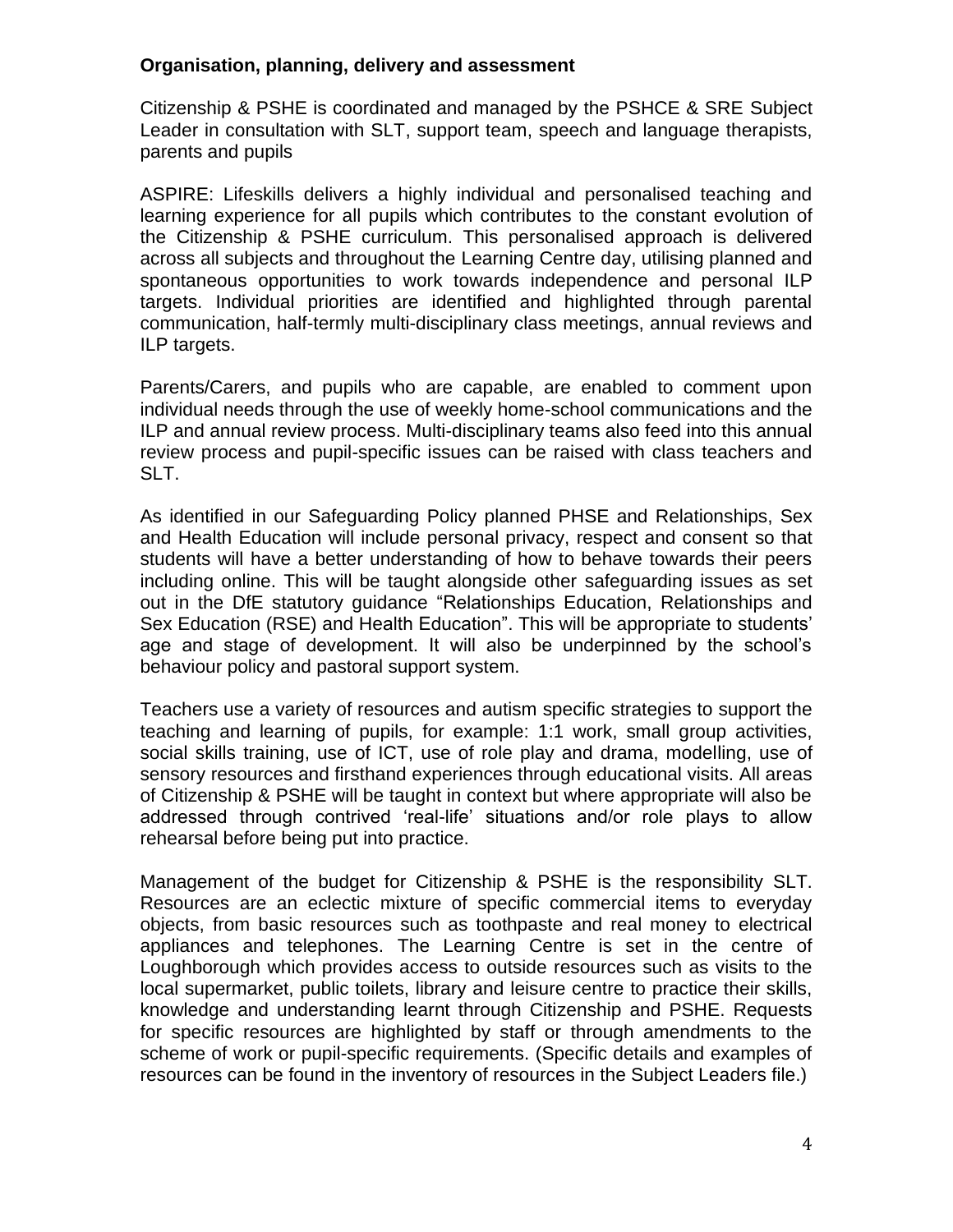**Organisation, planning, delivery and assessment**

Citizenship & PSHE is coordinated and managed by the PSHCE & SRE Subject Leader in consultation with SLT, support team, speech and language therapists, parents and pupils

ASPIRE: Lifeskills delivers a highly individual and personalised teaching and learning experience for all pupils which contributes to the constant evolution of the Citizenship & PSHE curriculum. This personalised approach is delivered across all subjects and throughout the Learning Centre day, utilising planned and spontaneous opportunities to work towards independence and personal ILP targets. Individual priorities are identified and highlighted through parental communication, half-termly multi-disciplinary class meetings, annual reviews and ILP targets.

Parents/Carers, and pupils who are capable, are enabled to comment upon individual needs through the use of weekly home-school communications and the ILP and annual review process. Multi-disciplinary teams also feed into this annual review process and pupil-specific issues can be raised with class teachers and SLT.

As identified in our Safeguarding Policy planned PHSE and Relationships, Sex and Health Education will include personal privacy, respect and consent so that students will have a better understanding of how to behave towards their peers including online. This will be taught alongside other safeguarding issues as set out in the DfE statutory guidance "Relationships Education, Relationships and Sex Education (RSE) and Health Education". This will be appropriate to students' age and stage of development. It will also be underpinned by the school's behaviour policy and pastoral support system.

Teachers use a variety of resources and autism specific strategies to support the teaching and learning of pupils, for example: 1:1 work, small group activities, social skills training, use of ICT, use of role play and drama, modelling, use of sensory resources and firsthand experiences through educational visits. All areas of Citizenship & PSHE will be taught in context but where appropriate will also be addressed through contrived 'real-life' situations and/or role plays to allow rehearsal before being put into practice.

Management of the budget for Citizenship & PSHE is the responsibility SLT. Resources are an eclectic mixture of specific commercial items to everyday objects, from basic resources such as toothpaste and real money to electrical appliances and telephones. The Learning Centre is set in the centre of Loughborough which provides access to outside resources such as visits to the local supermarket, public toilets, library and leisure centre to practice their skills, knowledge and understanding learnt through Citizenship and PSHE. Requests for specific resources are highlighted by staff or through amendments to the scheme of work or pupil-specific requirements. (Specific details and examples of resources can be found in the inventory of resources in the Subject Leaders file.)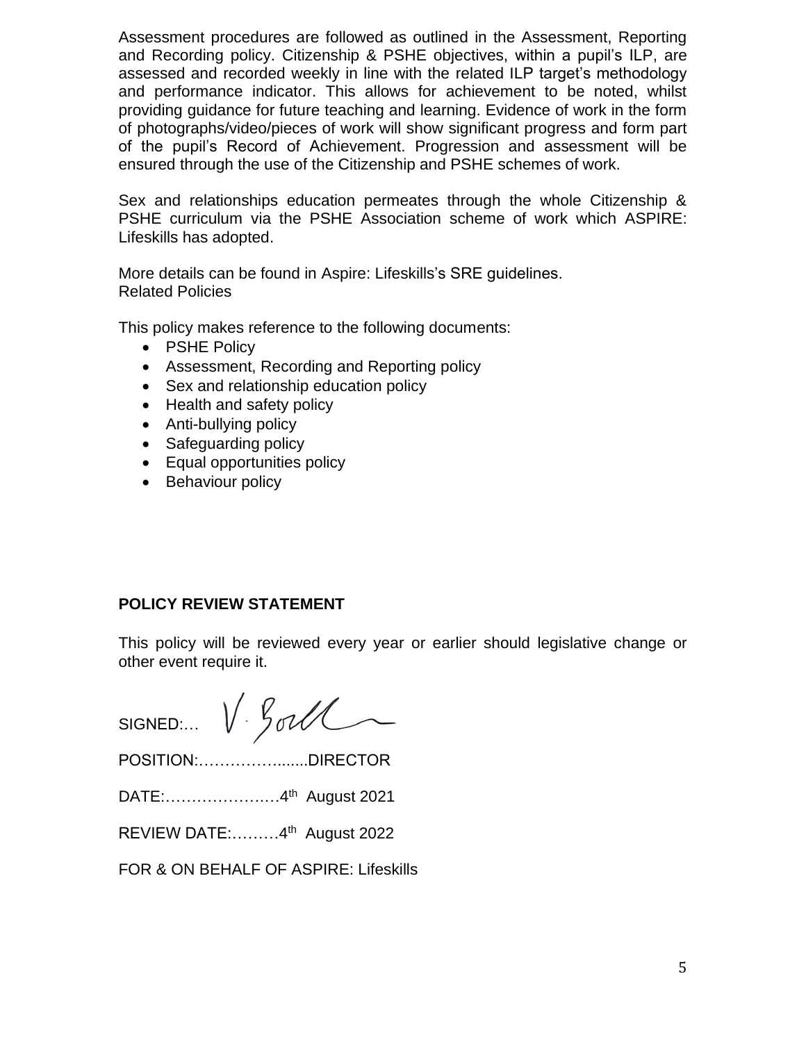Assessment procedures are followed as outlined in the Assessment, Reporting and Recording policy. Citizenship & PSHE objectives, within a pupil's ILP, are assessed and recorded weekly in line with the related ILP target's methodology and performance indicator. This allows for achievement to be noted, whilst providing guidance for future teaching and learning. Evidence of work in the form of photographs/video/pieces of work will show significant progress and form part of the pupil's Record of Achievement. Progression and assessment will be ensured through the use of the Citizenship and PSHE schemes of work.

Sex and relationships education permeates through the whole Citizenship & PSHE curriculum via the PSHE Association scheme of work which ASPIRE: Lifeskills has adopted.

More details can be found in Aspire: Lifeskills's SRE guidelines.
Related Policies

This policy makes reference to the following documents:

- PSHE Policy
- Assessment, Recording and Reporting policy
- Sex and relationship education policy
- Health and safety policy
- Anti-bullying policy
- Safeguarding policy
- Equal opportunities policy
- Behaviour policy

**POLICY REVIEW STATEMENT**

This policy will be reviewed every year or earlier should legislative change or other event require it.

SIGNED:… V. Boll

POSITION:……………........DIRECTOR

DATE:………………….4th August 2021

REVIEW DATE:………4th August 2022

FOR & ON BEHALF OF ASPIRE: Lifeskills